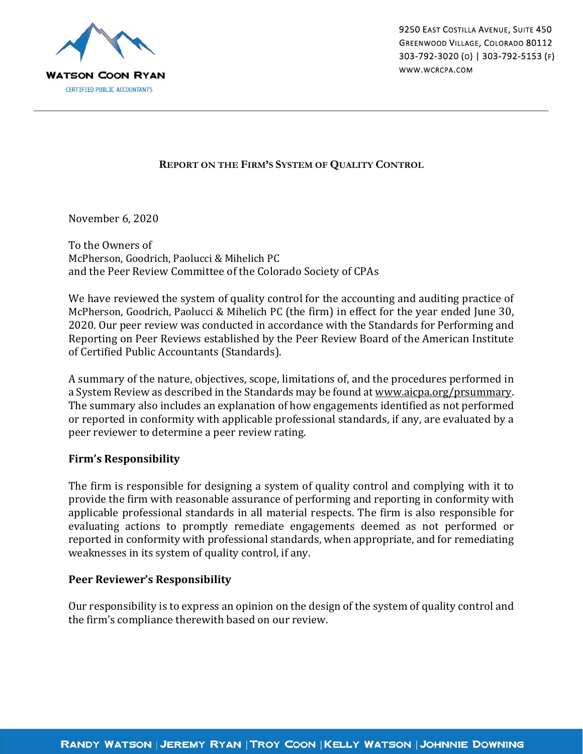WATSON COON RYAN

CERTIFIED PUBLIC ACCOUNTANTS

9250 East Costilla Avenue, Suite 450
Greenwood Village, Colorado 80112
303-792-3020 (o) | 303-792-5153 (f)
www.wcrcpa.com

**Report on the Firm's System of Quality Control**

November 6, 2020

To the Owners of
McPherson, Goodrich, Paolucci & Mihelich PC
and the Peer Review Committee of the Colorado Society of CPAs

We have reviewed the system of quality control for the accounting and auditing practice of McPherson, Goodrich, Paolucci & Mihelich PC (the firm) in effect for the year ended June 30, 2020. Our peer review was conducted in accordance with the Standards for Performing and Reporting on Peer Reviews established by the Peer Review Board of the American Institute of Certified Public Accountants (Standards).

A summary of the nature, objectives, scope, limitations of, and the procedures performed in a System Review as described in the Standards may be found at www.aicpa.org/prsummary. The summary also includes an explanation of how engagements identified as not performed or reported in conformity with applicable professional standards, if any, are evaluated by a peer reviewer to determine a peer review rating.

**Firm's Responsibility**

The firm is responsible for designing a system of quality control and complying with it to provide the firm with reasonable assurance of performing and reporting in conformity with applicable professional standards in all material respects. The firm is also responsible for evaluating actions to promptly remediate engagements deemed as not performed or reported in conformity with professional standards, when appropriate, and for remediating weaknesses in its system of quality control, if any.

**Peer Reviewer's Responsibility**

Our responsibility is to express an opinion on the design of the system of quality control and the firm's compliance therewith based on our review.

Randy Watson | Jeremy Ryan | Troy Coon | Kelly Watson | Johnnie Downing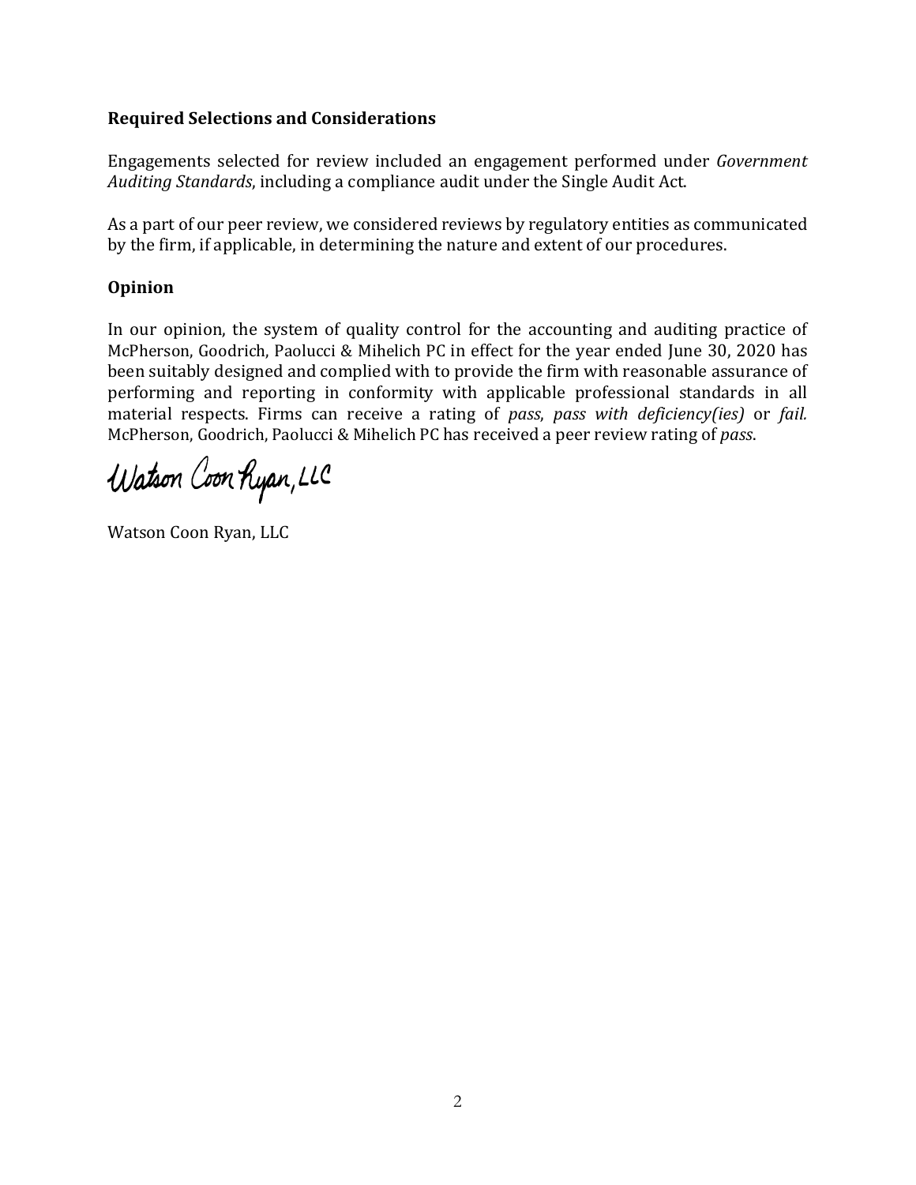## Required Selections and Considerations

Engagements selected for review included an engagement performed under *Government Auditing Standards*, including a compliance audit under the Single Audit Act.

As a part of our peer review, we considered reviews by regulatory entities as communicated by the firm, if applicable, in determining the nature and extent of our procedures.

## Opinion

In our opinion, the system of quality control for the accounting and auditing practice of McPherson, Goodrich, Paolucci & Mihelich PC in effect for the year ended June 30, 2020 has been suitably designed and complied with to provide the firm with reasonable assurance of performing and reporting in conformity with applicable professional standards in all material respects. Firms can receive a rating of *pass*, *pass with deficiency(ies)* or *fail.* McPherson, Goodrich, Paolucci & Mihelich PC has received a peer review rating of *pass*.

Watson Coon Ryan, LLC

Watson Coon Ryan, LLC